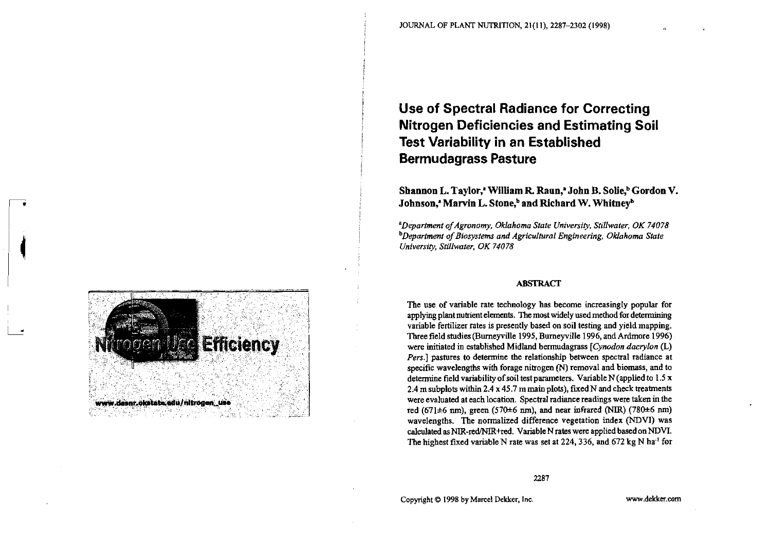// Use of Spectral Radiance for Correcting Nitrogen Deficiencies and Estimating Soil Test Variability in an Established Bermudagrass Pasture

**Shannon L. Taylor,[a] William R. Raun,[a] John B. Solie,[b] Gordon V. Johnson,[a] Marvin L. Stone,[b] and Richard W. Whitney[b]**

[a] *Department of Agronomy, Oklahoma State University, Stillwater, OK 74078*
[b] *Department of Biosystems and Agricultural Engineering, Oklahoma State University, Stillwater, OK 74078*

## ABSTRACT

The use of variable rate technology has become increasingly popular for applying plant nutrient elements. The most widely used method for determining variable fertilizer rates is presently based on soil testing and yield mapping. Three field studies (Burneyville 1995, Burneyville 1996, and Ardmore 1996) were initiated in established Midland bermudagrass [*Cynodon dacrylon* (L) *Pers.*] pastures to determine the relationship between spectral radiance at specific wavelengths with forage nitrogen (N) removal and biomass, and to determine field variability of soil test parameters. Variable N (applied to 1.5 x 2.4 m subplots within 2.4 x 45.7 m main plots), fixed N and check treatments were evaluated at each location. Spectral radiance readings were taken in the red (671±6 nm), green (570±6 nm), and near infrared (NIR) (780±6 nm) wavelengths. The normalized difference vegetation index (NDVI) was calculated as NIR-red/NIR+red. Variable N rates were applied based on NDVI. The highest fixed variable N rate was set at 224, 336, and 672 kg N ha$^{-1}$ for

Copyright © 1998 by Marcel Dekker, Inc. www.dekker.com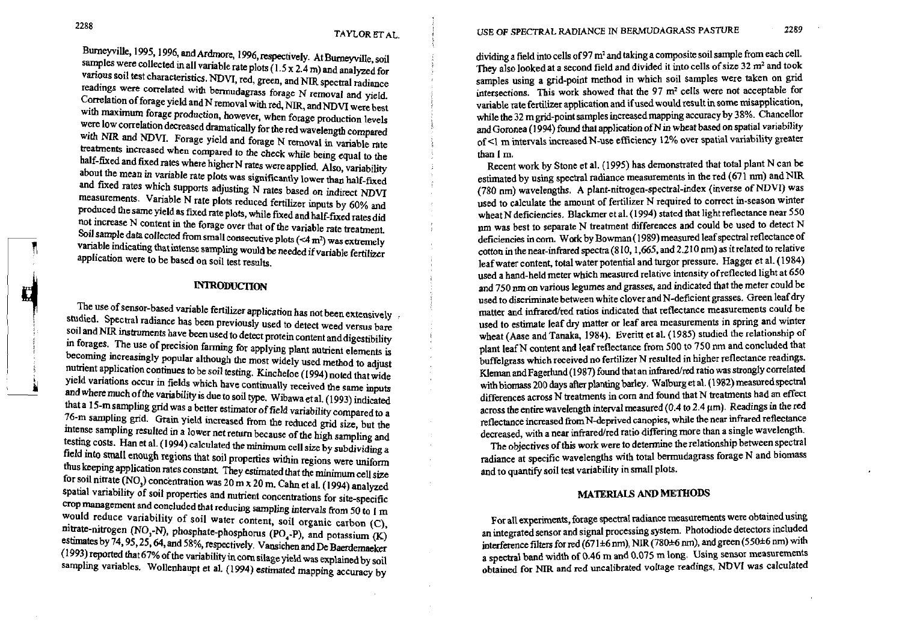Burneyville, 1995, 1996, and Ardmore, 1996, respectively. At Burneyville, soil samples were collected in all variable rate plots (1.5 x 2.4 m) and analyzed for various soil test characteristics. NDVI, red, green, and NIR spectral radiance readings were correlated with bermudagrass forage N removal and yield. Correlation of forage yield and N removal with red, NIR, and NDVI were best with maximum forage production, however, when forage production levels were low correlation decreased dramatically for the red wavelength compared with NIR and NDVI. Forage yield and forage N removal in variable rate treatments increased when compared to the check while being equal to the half-fixed and fixed rates where higher N rates were applied. Also, variability about the mean in variable rate plots was significantly lower than half-fixed and fixed rates which supports adjusting N rates based on indirect NDVI measurements. Variable N rate plots reduced fertilizer inputs by 60% and produced the same yield as fixed rate plots, while fixed and half-fixed rates did not increase N content in the forage over that of the variable rate treatment. Soil sample data collected from small consecutive plots (<4 m$^2$) was extremely variable indicating that intense sampling would be needed if variable fertilizer application were to be based on soil test results.

## INTRODUCTION

The use of sensor-based variable fertilizer application has not been extensively studied. Spectral radiance has been previously used to detect weed versus bare soil and NIR instruments have been used to detect protein content and digestibility in forages. The use of precision farming for applying plant nutrient elements is becoming increasingly popular although the most widely used method to adjust nutrient application continues to be soil testing. Kincheloe (1994) noted that wide yield variations occur in fields which have continually received the same inputs and where much of the variability is due to soil type. Wibawa et al. (1993) indicated that a 15-m sampling grid was a better estimator of field variability compared to a 76-m sampling grid. Grain yield increased from the reduced grid size, but the intense sampling resulted in a lower net return because of the high sampling and testing costs. Han et al. (1994) calculated the minimum cell size by subdividing a field into small enough regions that soil properties within regions were uniform thus keeping application rates constant. They estimated that the minimum cell size for soil nitrate ($NO_3$) concentration was 20 m x 20 m. Cahn et al. (1994) analyzed spatial variability of soil properties and nutrient concentrations for site-specific crop management and concluded that reducing sampling intervals from 50 to 1 m would reduce variability of soil water content, soil organic carbon (C), nitrate-nitrogen ($NO_3$-N), phosphate-phosphorus ($PO_4$-P), and potassium (K) estimates by 74, 95, 25, 64, and 58%, respectively. Vansichen and De Baerdemaeker (1993) reported that 67% of the variability in corn silage yield was explained by soil sampling variables. Wollenhaupt et al. (1994) estimated mapping accuracy by dividing a field into cells of 97 m$^2$ and taking a composite soil sample from each cell. They also looked at a second field and divided it into cells of size 32 m$^2$ and took samples using a grid-point method in which soil samples were taken on grid intersections. This work showed that the 97 m$^2$ cells were not acceptable for variable rate fertilizer application and if used would result in some misapplication, while the 32 m grid-point samples increased mapping accuracy by 38%. Chancellor and Goronea (1994) found that application of N in wheat based on spatial variability of <1 m intervals increased N-use efficiency 12% over spatial variability greater than 1 m.

Recent work by Stone et al. (1995) has demonstrated that total plant N can be estimated by using spectral radiance measurements in the red (671 nm) and NIR (780 nm) wavelengths. A plant-nitrogen-spectral-index (inverse of NDVI) was used to calculate the amount of fertilizer N required to correct in-season winter wheat N deficiencies. Blackmer et al. (1994) stated that light reflectance near 550 nm was best to separate N treatment differences and could be used to detect N deficiencies in corn. Work by Bowman (1989) measured leaf spectral reflectance of cotton in the near-infrared spectra (810, 1,665, and 2,210 nm) as it related to relative leaf water content, total water potential and turgor pressure. Hagger et al. (1984) used a hand-held meter which measured relative intensity of reflected light at 650 and 750 nm on various legumes and grasses, and indicated that the meter could be used to discriminate between white clover and N-deficient grasses. Green leaf dry matter and infrared/red ratios indicated that reflectance measurements could be used to estimate leaf dry matter or leaf area measurements in spring and winter wheat (Aase and Tanaka, 1984). Everitt et al. (1985) studied the relationship of plant leaf N content and leaf reflectance from 500 to 750 nm and concluded that buffelgrass which received no fertilizer N resulted in higher reflectance readings. Kleman and Fagerlund (1987) found that an infrared/red ratio was strongly correlated with biomass 200 days after planting barley. Walburg et al. (1982) measured spectral differences across N treatments in corn and found that N treatments had an effect across the entire wavelength interval measured (0.4 to 2.4 μm). Readings in the red reflectance increased from N-deprived canopies, while the near infrared reflectance decreased, with a near infrared/red ratio differing more than a single wavelength.

The objectives of this work were to determine the relationship between spectral radiance at specific wavelengths with total bermudagrass forage N and biomass and to quantify soil test variability in small plots.

## MATERIALS AND METHODS

For all experiments, forage spectral radiance measurements were obtained using an integrated sensor and signal processing system. Photodiode detectors included interference filters for red (671±6 nm), NIR (780±6 nm), and green (550±6 nm) with a spectral band width of 0.46 m and 0.075 m long. Using sensor measurements obtained for NIR and red uncalibrated voltage readings, NDVI was calculated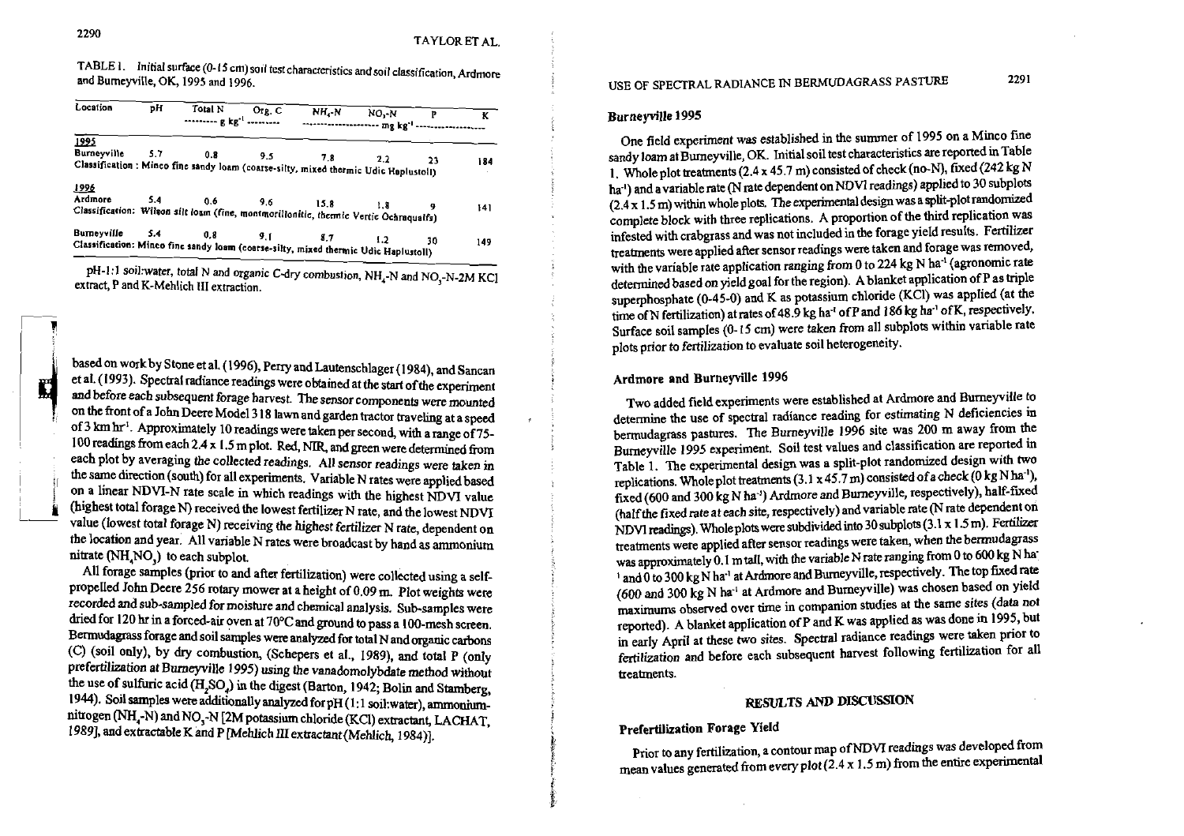TABLE 1. Initial surface (0-15 cm) soil test characteristics and soil classification, Ardmore and Burneyville, OK, 1995 and 1996.

| Location | pH | Total N | Org. C | $NH_4$-N | $NO_3$-N | P | K |
|---|---|---|---|---|---|---|---|
| | | ---------- g kg$^{-1}$ ---------- | | ------------------------ mg kg$^{-1}$ ------------------------ | | | |
| *1995* | | | | | | | |
| Burneyville | 5.7 | 0.8 | 9.5 | 7.8 | 2.2 | 23 | 184 |
| Classification : Minco fine sandy loam (coarse-silty, mixed thermic Udic Haplustoll) | | | | | | | |
| *1996* | | | | | | | |
| Ardmore | 5.4 | 0.6 | 9.6 | 15.8 | 1.8 | 9 | 141 |
| Classification: Wilson silt loam (fine, montmorillonitic, thermic Vertic Ochraqualfs) | | | | | | | |
| Burneyville | 5.4 | 0.8 | 9.1 | 8.7 | 1.2 | 30 | 149 |
| Classification: Minco fine sandy loam (coarse-silty, mixed thermic Udic Haplustoll) | | | | | | | |

pH-1:1 soil:water, total N and organic C-dry combustion, $NH_4$-N and $NO_3$-N-2M KCl extract, P and K-Mehlich III extraction.

based on work by Stone et al. (1996), Perry and Lautenschlager (1984), and Sancan et al. (1993). Spectral radiance readings were obtained at the start of the experiment and before each subsequent forage harvest. The sensor components were mounted on the front of a John Deere Model 318 lawn and garden tractor traveling at a speed of 3 km hr$^{-1}$. Approximately 10 readings were taken per second, with a range of 75-100 readings from each 2.4 x 1.5 m plot. Red, NIR, and green were determined from each plot by averaging the collected readings. All sensor readings were taken in the same direction (south) for all experiments. Variable N rates were applied based on a linear NDVI-N rate scale in which readings with the highest NDVI value (highest total forage N) received the lowest fertilizer N rate, and the lowest NDVI value (lowest total forage N) receiving the highest fertilizer N rate, dependent on the location and year. All variable N rates were broadcast by hand as ammonium nitrate ($NH_4NO_3$) to each subplot.

All forage samples (prior to and after fertilization) were collected using a self-propelled John Deere 256 rotary mower at a height of 0.09 m. Plot weights were recorded and sub-sampled for moisture and chemical analysis. Sub-samples were dried for 120 hr in a forced-air oven at 70°C and ground to pass a 100-mesh screen. Bermudagrass forage and soil samples were analyzed for total N and organic carbons (C) (soil only), by dry combustion, (Schepers et al., 1989), and total P (only prefertilization at Burneyville 1995) using the vanadomolybdate method without the use of sulfuric acid ($H_2SO_4$) in the digest (Barton, 1942; Bolin and Stamberg, 1944). Soil samples were additionally analyzed for pH (1:1 soil:water), ammonium-nitrogen ($NH_4$-N) and $NO_3$-N [2M potassium chloride (KCl) extractant, LACHAT, 1989], and extractable K and P [Mehlich III extractant (Mehlich, 1984)].

### Burneyville 1995

One field experiment was established in the summer of 1995 on a Minco fine sandy loam at Burneyville, OK. Initial soil test characteristics are reported in Table 1. Whole plot treatments (2.4 x 45.7 m) consisted of check (no-N), fixed (242 kg N ha$^{-1}$) and a variable rate (N rate dependent on NDVI readings) applied to 30 subplots (2.4 x 1.5 m) within whole plots. The experimental design was a split-plot randomized complete block with three replications. A proportion of the third replication was infested with crabgrass and was not included in the forage yield results. Fertilizer treatments were applied after sensor readings were taken and forage was removed, with the variable rate application ranging from 0 to 224 kg N ha$^{-1}$ (agronomic rate determined based on yield goal for the region). A blanket application of P as triple superphosphate (0-45-0) and K as potassium chloride (KCl) was applied (at the time of N fertilization) at rates of 48.9 kg ha$^{-1}$ of P and 186 kg ha$^{-1}$ of K, respectively. Surface soil samples (0-15 cm) were taken from all subplots within variable rate plots prior to fertilization to evaluate soil heterogeneity.

### Ardmore and Burneyville 1996

Two added field experiments were established at Ardmore and Burneyville to determine the use of spectral radiance reading for estimating N deficiencies in bermudagrass pastures. The Burneyville 1996 site was 200 m away from the Burneyville 1995 experiment. Soil test values and classification are reported in Table 1. The experimental design was a split-plot randomized design with two replications. Whole plot treatments (3.1 x 45.7 m) consisted of a check (0 kg N ha$^{-1}$), fixed (600 and 300 kg N ha$^{-1}$) Ardmore and Burneyville, respectively), half-fixed (half the fixed rate at each site, respectively) and variable rate (N rate dependent on NDVI readings). Whole plots were subdivided into 30 subplots (3.1 x 1.5 m). Fertilizer treatments were applied after sensor readings were taken, when the bermudagrass was approximately 0.1 m tall, with the variable N rate ranging from 0 to 600 kg N ha$^{-1}$ and 0 to 300 kg N ha$^{-1}$ at Ardmore and Burneyville, respectively. The top fixed rate (600 and 300 kg N ha$^{-1}$ at Ardmore and Burneyville) was chosen based on yield maximums observed over time in companion studies at the same sites (data not reported). A blanket application of P and K was applied as was done in 1995, but in early April at these two sites. Spectral radiance readings were taken prior to fertilization and before each subsequent harvest following fertilization for all treatments.

## RESULTS AND DISCUSSION

### Prefertilization Forage Yield

Prior to any fertilization, a contour map of NDVI readings was developed from mean values generated from every plot (2.4 x 1.5 m) from the entire experimental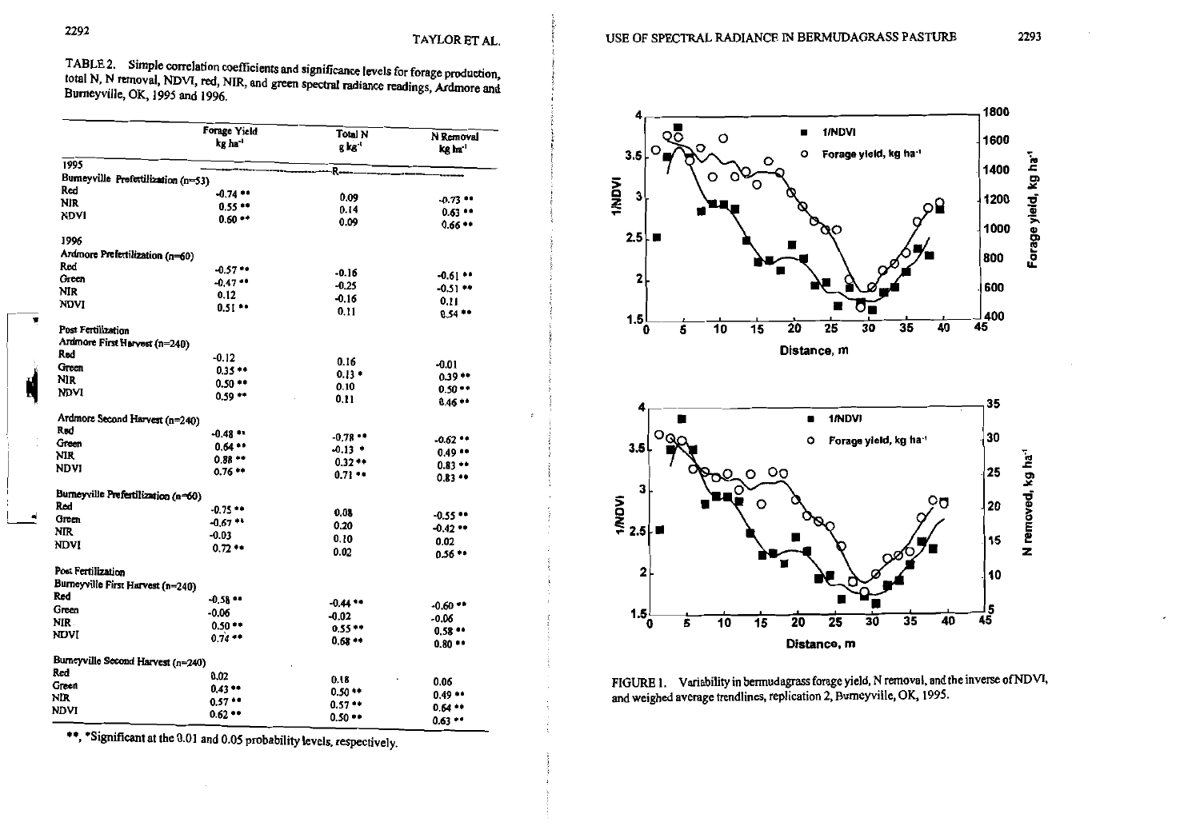TABLE 2. Simple correlation coefficients and significance levels for forage production, total N, N removal, NDVI, red, NIR, and green spectral radiance readings, Ardmore and Burneyville, OK, 1995 and 1996.

| | Forage Yield kg ha$^{-1}$ | Total N g kg$^{-1}$ | N Removal kg ha$^{-1}$ |
|---|---|---|---|
| | | R | |
| **1995** | | | |
| Burneyville Prefertilization (n=53) | | | |
| Red | -0.74 ** | 0.09 | -0.73 ** |
| NIR | 0.55 ** | 0.14 | 0.63 ** |
| NDVI | 0.60 ** | 0.09 | 0.66 ** |
| **1996** | | | |
| Ardmore Prefertilization (n=60) | | | |
| Red | -0.57 ** | -0.16 | -0.61 ** |
| Green | -0.47 ** | -0.25 | -0.51 ** |
| NIR | 0.12 | -0.16 | 0.11 |
| NDVI | 0.51 ** | 0.11 | 0.54 ** |
| Post Fertilization | | | |
| Ardmore First Harvest (n=240) | | | |
| Red | -0.12 | 0.16 | -0.01 |
| Green | 0.35 ** | 0.13 * | 0.39 ** |
| NIR | 0.50 ** | 0.10 | 0.50 ** |
| NDVI | 0.59 ** | 0.11 | 0.46 ** |
| Ardmore Second Harvest (n=240) | | | |
| Red | -0.48 ** | -0.78 ** | -0.62 ** |
| Green | 0.64 ** | -0.13 * | 0.49 ** |
| NIR | 0.88 ** | 0.32 ** | 0.83 ** |
| NDVI | 0.76 ** | 0.71 ** | 0.83 ** |
| Burneyville Prefertilization (n=60) | | | |
| Red | -0.75 ** | 0.08 | -0.55 ** |
| Green | -0.67 ** | 0.20 | -0.42 ** |
| NIR | -0.03 | 0.10 | 0.02 |
| NDVI | 0.72 ** | 0.02 | 0.56 ** |
| Post Fertilization | | | |
| Burneyville First Harvest (n=240) | | | |
| Red | -0.58 ** | -0.44 ** | -0.60 ** |
| Green | -0.06 | -0.02 | -0.06 |
| NIR | 0.50 ** | 0.55 ** | 0.58 ** |
| NDVI | 0.74 ** | 0.68 ** | 0.80 ** |
| Burneyville Second Harvest (n=240) | | | |
| Red | 0.02 | 0.18 | 0.06 |
| Green | 0.43 ** | 0.50 ** | 0.49 ** |
| NIR | 0.57 ** | 0.57 ** | 0.64 ** |
| NDVI | 0.62 ** | 0.50 ** | 0.63 ** |

**, *Significant at the 0.01 and 0.05 probability levels, respectively.

FIGURE 1. Variability in bermudagrass forage yield, N removal, and the inverse of NDVI, and weighed average trendlines, replication 2, Burneyville, OK, 1995.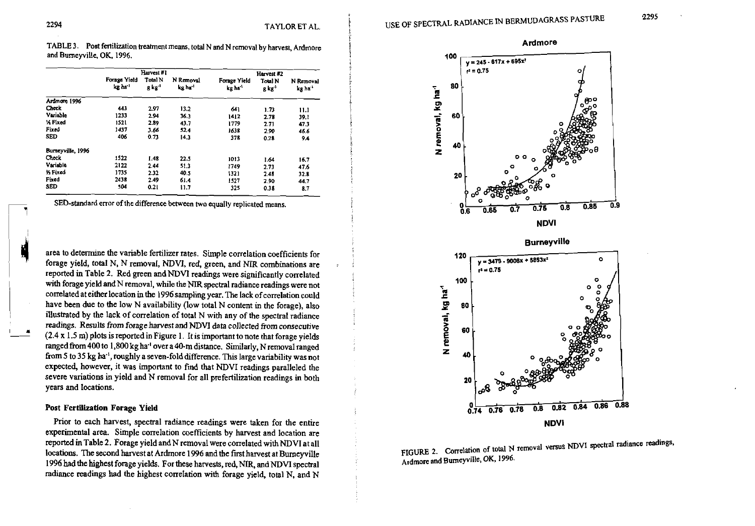TABLE 3. Post fertilization treatment means, total N and N removal by harvest, Ardmore and Burneyville, OK, 1996.

| | Harvest #1 | | | Harvest #2 | | |
|---|---|---|---|---|---|---|
| | Forage Yield kg ha$^{-1}$ | Total N g kg$^{-1}$ | N Removal kg ha$^{-1}$ | Forage Yield kg ha$^{-1}$ | Total N g kg$^{-1}$ | N Removal kg ha$^{-1}$ |
| Ardmore 1996 | | | | | | |
| Check | 443 | 2.97 | 13.2 | 641 | 1.73 | 11.1 |
| Variable | 1233 | 2.94 | 36.3 | 1412 | 2.78 | 39.1 |
| ½ Fixed | 1521 | 2.89 | 43.7 | 1779 | 2.71 | 47.3 |
| Fixed | 1437 | 3.66 | 52.4 | 1638 | 2.90 | 46.6 |
| SED | 406 | 0.73 | 14.3 | 378 | 0.28 | 9.4 |
| Burneyville, 1996 | | | | | | |
| Check | 1522 | 1.48 | 22.5 | 1013 | 1.64 | 16.7 |
| Variable | 2122 | 2.44 | 51.3 | 1749 | 2.73 | 47.6 |
| ½ Fixed | 1735 | 2.32 | 40.5 | 1321 | 2.48 | 32.8 |
| Fixed | 2438 | 2.49 | 61.4 | 1527 | 2.90 | 44.7 |
| SED | 504 | 0.21 | 11.7 | 325 | 0.38 | 8.7 |

SED-standard error of the difference between two equally replicated means.

area to determine the variable fertilizer rates. Simple correlation coefficients for forage yield, total N, N removal, NDVI, red, green, and NIR combinations are reported in Table 2. Red green and NDVI readings were significantly correlated with forage yield and N removal, while the NIR spectral radiance readings were not correlated at either location in the 1996 sampling year. The lack of correlation could have been due to the low N availability (low total N content in the forage), also illustrated by the lack of correlation of total N with any of the spectral radiance readings. Results from forage harvest and NDVI data collected from consecutive (2.4 x 1.5 m) plots is reported in Figure 1. It is important to note that forage yields ranged from 400 to 1,800 kg ha$^{-1}$ over a 40-m distance. Similarly, N removal ranged from 5 to 35 kg ha$^{-1}$, roughly a seven-fold difference. This large variability was not expected, however, it was important to find that NDVI readings paralleled the severe variations in yield and N removal for all prefertilization readings in both years and locations.

## Post Fertilization Forage Yield

Prior to each harvest, spectral radiance readings were taken for the entire experimental area. Simple correlation coefficients by harvest and location are reported in Table 2. Forage yield and N removal were correlated with NDVI at all locations. The second harvest at Ardmore 1996 and the first harvest at Burneyville 1996 had the highest forage yields. For these harvests, red, NIR, and NDVI spectral radiance readings had the highest correlation with forage yield, total N, and N

Ardmore: $y = 245 - 617x + 695x^2$, $r^2 = 0.75$

Burneyville: $y = 3479 - 9008x + 5853x^2$, $r^2 = 0.75$

FIGURE 2. Correlation of total N removal versus NDVI spectral radiance readings, Ardmore and Burneyville, OK, 1996.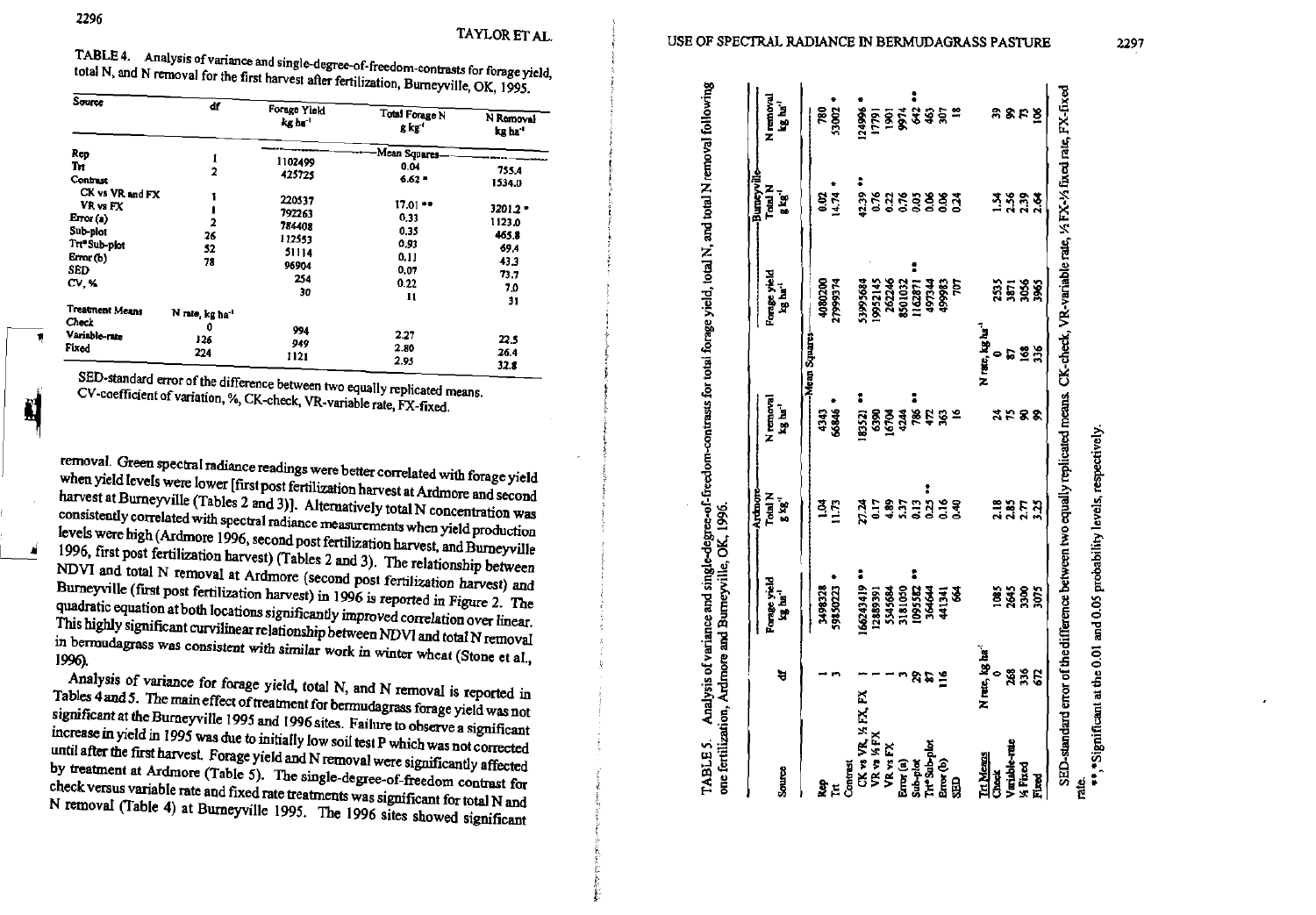TABLE 4. Analysis of variance and single-degree-of-freedom-contrasts for forage yield, total N, and N removal for the first harvest after fertilization, Burneyville, OK, 1995.

| Source | df | Forage Yield kg ha⁻¹ | Total Forage N g kg⁻¹ | N Removal kg ha⁻¹ |
|---|---|---|---|---|
| | | Mean Squares | | |
| Rep | 1 | 1102499 | 0.04 | 755.4 |
| Trt | 2 | 425725 | 6.62 * | 1534.0 |
| Contrast | | | | |
| CK vs VR and FX | 1 | 220537 | 17.01 ** | 3201.2 * |
| VR vs FX | 1 | 792263 | 0.33 | 1123.0 |
| Error (a) | 2 | 784408 | 0.35 | 465.8 |
| Sub-plot | 26 | 112553 | 0.93 | 69.4 |
| Trt*Sub-plot | 52 | 51114 | 0.11 | 43.3 |
| Error (b) | 78 | 96904 | 0.07 | 73.7 |
| SED | | 254 | 0.22 | 7.0 |
| CV, % | | 30 | 11 | 31 |
| Treatment Means | N rate, kg ha⁻¹ | | | |
| Check | 0 | 994 | 2.27 | 22.5 |
| Variable-rate | 126 | 949 | 2.80 | 26.4 |
| Fixed | 224 | 1121 | 2.95 | 32.8 |

SED-standard error of the difference between two equally replicated means. CV-coefficient of variation, %, CK-check, VR-variable rate, FX-fixed.

removal. Green spectral radiance readings were better correlated with forage yield when yield levels were lower [first post fertilization harvest at Ardmore and second harvest at Burneyville (Tables 2 and 3)]. Alternatively total N concentration was consistently correlated with spectral radiance measurements when yield production levels were high (Ardmore 1996, second post fertilization harvest, and Burneyville 1996, first post fertilization harvest) (Tables 2 and 3). The relationship between NDVI and total N removal at Ardmore (second post fertilization harvest) and Burneyville (first post fertilization harvest) in 1996 is reported in Figure 2. The quadratic equation at both locations significantly improved correlation over linear. This highly significant curvilinear relationship between NDVI and total N removal in bermudagrass was consistent with similar work in winter wheat (Stone et al., 1996).

Analysis of variance for forage yield, total N, and N removal is reported in Tables 4 and 5. The main effect of treatment for bermudagrass forage yield was not significant at the Burneyville 1995 and 1996 sites. Failure to observe a significant increase in yield in 1995 was due to initially low soil test P which was not corrected until after the first harvest. Forage yield and N removal were significantly affected by treatment at Ardmore (Table 5). The single-degree-of-freedom contrast for check versus variable rate and fixed rate treatments was significant for total N and N removal (Table 4) at Burneyville 1995. The 1996 sites showed significant

TABLE 5. Analysis of variance and single-degree-of-freedom-contrasts for total forage yield, total N, and total N removal following one fertilization, Ardmore and Burneyville, OK, 1996.

| Source | df | Ardmore Forage yield kg ha⁻¹ | Ardmore Total N g kg⁻¹ | Ardmore N removal kg ha⁻¹ | Burneyville Forage yield kg ha⁻¹ | Burneyville Total N g kg⁻¹ | Burneyville N removal kg ha⁻¹ |
|---|---|---|---|---|---|---|---|
| | | Mean Squares | | | | | |
| Rep | 1 | 3498328 | 1.04 | 4343 | 4080200 | 0.02 | 780 |
| Trt | 3 | 59850223 * | 11.73 | 66846 * | 27999374 | 14.74 * | 53002 * |
| Contrast | | | | | | | |
| CK vs VR, ½ FX, FX | 1 | 166243419 ** | 27.24 | 183521 ** | 53995684 | 42.39 ** | 124996 * |
| VR vs ½ FX | 1 | 12889391 | 0.17 | 6390 | 19952145 | 0.76 | 17791 |
| VR vs FX | 1 | 5545684 | 4.89 | 16704 | 262246 | 0.22 | 1901 |
| Error (a) | 3 | 3181050 | 5.37 | 4244 | 8501032 | 0.76 | 9974 |
| Sub-plot | 29 | 1095582 ** | 0.13 | 786 ** | 1162871 ** | 0.05 | 642 ** |
| Trt*Sub-plot | 87 | 364644 | 0.25 ** | 472 | 497344 | 0.06 | 463 |
| Error (b) | 116 | 441341 | 0.16 | 363 | 499983 | 0.06 | 307 |
| SED | | 664 | 0.40 | 16 | 707 | 0.24 | 18 |
| Trt Means | N rate, kg ha⁻¹ | | | | N rate, kg ha⁻¹ | | |
| Check | 0 | 1085 | 2.18 | 24 | 0 | 2535 | 1.54 | 39 |
| Variable-rate | 268 | 2645 | 2.85 | 75 | 87 | 3871 | 2.56 | 99 |
| ½ Fixed | 336 | 3300 | 2.77 | 90 | 168 | 3056 | 2.39 | 73 |
| Fixed | 672 | 3075 | 3.25 | 99 | 336 | 3965 | 2.64 | 106 |

SED-standard error of the difference between two equally replicated means. CK-check, VR-variable rate, ½ FX-½ fixed rate, FX-fixed rate.

**, *Significant at the 0.01 and 0.05 probability levels, respectively.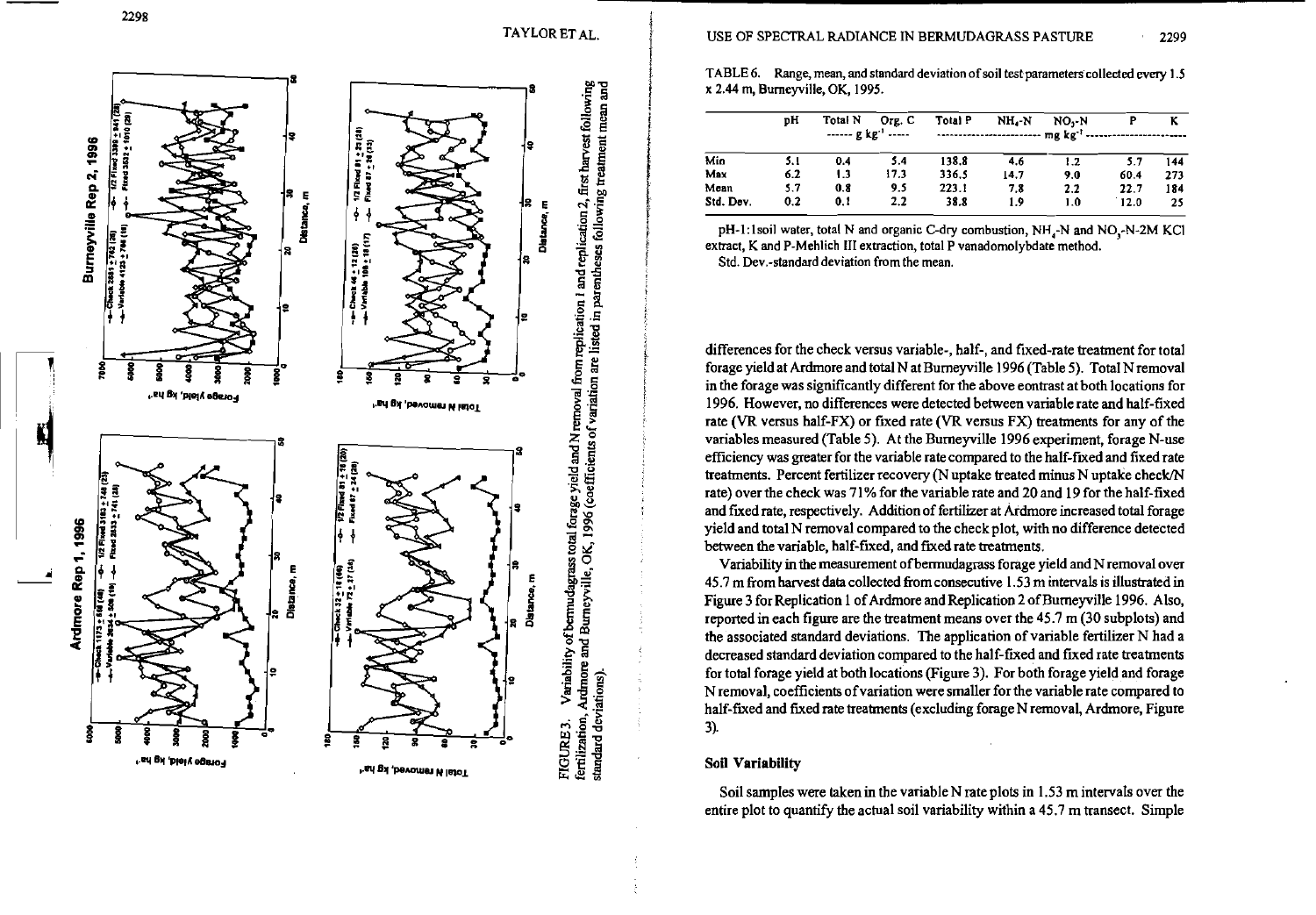FIGURE 3. Variability of bermudagrass total forage yield and N removal from replication 1 and replication 2, first harvest following fertilization, Ardmore and Burneyville, OK, 1996 (coefficients of variation are listed in parentheses following treatment mean and standard deviations).

TABLE 6. Range, mean, and standard deviation of soil test parameters collected every 1.5 x 2.44 m, Burneyville, OK, 1995.

| | pH | Total N | Org. C | Total P | $NH_4$-N | $NO_3$-N | P | K |
|---|---|---|---|---|---|---|---|---|
| | | ------ g kg$^{-1}$ ----- | | ---------------------- mg kg$^{-1}$ ---------------------- | | | | |
| Min | 5.1 | 0.4 | 5.4 | 138.8 | 4.6 | 1.2 | 5.7 | 144 |
| Max | 6.2 | 1.3 | 17.3 | 336.5 | 14.7 | 9.0 | 60.4 | 273 |
| Mean | 5.7 | 0.8 | 9.5 | 223.1 | 7.8 | 2.2 | 22.7 | 184 |
| Std. Dev. | 0.2 | 0.1 | 2.2 | 38.8 | 1.9 | 1.0 | 12.0 | 25 |

pH-1:1soil water, total N and organic C-dry combustion, $NH_4$-N and $NO_3$-N-2M KCl extract, K and P-Mehlich III extraction, total P vanadomolybdate method.

Std. Dev.-standard deviation from the mean.

differences for the check versus variable-, half-, and fixed-rate treatment for total forage yield at Ardmore and total N at Burneyville 1996 (Table 5). Total N removal in the forage was significantly different for the above contrast at both locations for 1996. However, no differences were detected between variable rate and half-fixed rate (VR versus half-FX) or fixed rate (VR versus FX) treatments for any of the variables measured (Table 5). At the Burneyville 1996 experiment, forage N-use efficiency was greater for the variable rate compared to the half-fixed and fixed rate treatments. Percent fertilizer recovery (N uptake treated minus N uptake check/N rate) over the check was 71% for the variable rate and 20 and 19 for the half-fixed and fixed rate, respectively. Addition of fertilizer at Ardmore increased total forage yield and total N removal compared to the check plot, with no difference detected between the variable, half-fixed, and fixed rate treatments.

Variability in the measurement of bermudagrass forage yield and N removal over 45.7 m from harvest data collected from consecutive 1.53 m intervals is illustrated in Figure 3 for Replication 1 of Ardmore and Replication 2 of Burneyville 1996. Also, reported in each figure are the treatment means over the 45.7 m (30 subplots) and the associated standard deviations. The application of variable fertilizer N had a decreased standard deviation compared to the half-fixed and fixed rate treatments for total forage yield at both locations (Figure 3). For both forage yield and forage N removal, coefficients of variation were smaller for the variable rate compared to half-fixed and fixed rate treatments (excluding forage N removal, Ardmore, Figure 3).

## Soil Variability

Soil samples were taken in the variable N rate plots in 1.53 m intervals over the entire plot to quantify the actual soil variability within a 45.7 m transect. Simple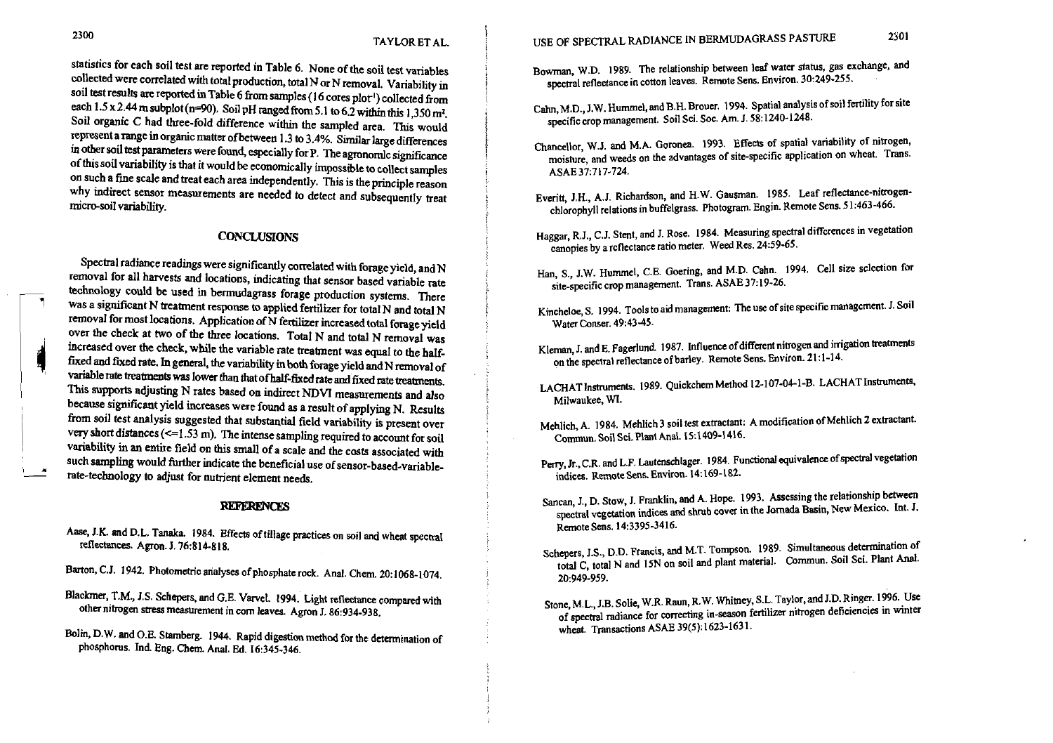statistics for each soil test are reported in Table 6. None of the soil test variables collected were correlated with total production, total N or N removal. Variability in soil test results are reported in Table 6 from samples (16 cores plot$^{-1}$) collected from each 1.5 x 2.44 m subplot (n=90). Soil pH ranged from 5.1 to 6.2 within this 1,350 m$^2$. Soil organic C had three-fold difference within the sampled area. This would represent a range in organic matter of between 1.3 to 3.4%. Similar large differences in other soil test parameters were found, especially for P. The agronomic significance of this soil variability is that it would be economically impossible to collect samples on such a fine scale and treat each area independently. This is the principle reason why indirect sensor measurements are needed to detect and subsequently treat micro-soil variability.

## CONCLUSIONS

Spectral radiance readings were significantly correlated with forage yield, and N removal for all harvests and locations, indicating that sensor based variable rate technology could be used in bermudagrass forage production systems. There was a significant N treatment response to applied fertilizer for total N and total N removal for most locations. Application of N fertilizer increased total forage yield over the check at two of the three locations. Total N and total N removal was increased over the check, while the variable rate treatment was equal to the half-fixed and fixed rate. In general, the variability in both forage yield and N removal of variable rate treatments was lower than that of half-fixed rate and fixed rate treatments. This supports adjusting N rates based on indirect NDVI measurements and also because significant yield increases were found as a result of applying N. Results from soil test analysis suggested that substantial field variability is present over very short distances (<=1.53 m). The intense sampling required to account for soil variability in an entire field on this small of a scale and the costs associated with such sampling would further indicate the beneficial use of sensor-based-variable-rate-technology to adjust for nutrient element needs.

## REFERENCES

Aase, J.K. and D.L. Tanaka. 1984. Effects of tillage practices on soil and wheat spectral reflectances. Agron. J. 76:814-818.

Barton, C.J. 1942. Photometric analyses of phosphate rock. Anal. Chem. 20:1068-1074.

Blackmer, T.M., J.S. Schepers, and G.E. Varvel. 1994. Light reflectance compared with other nitrogen stress measurement in corn leaves. Agron J. 86:934-938.

Bolin, D.W. and O.E. Stamberg. 1944. Rapid digestion method for the determination of phosphorus. Ind. Eng. Chem. Anal. Ed. 16:345-346.

Bowman, W.D. 1989. The relationship between leaf water status, gas exchange, and spectral reflectance in cotton leaves. Remote Sens. Environ. 30:249-255.

Cahn, M.D., J.W. Hummel, and B.H. Brouer. 1994. Spatial analysis of soil fertility for site specific crop management. Soil Sci. Soc. Am. J. 58:1240-1248.

Chancellor, W.J. and M.A. Goronea. 1993. Effects of spatial variability of nitrogen, moisture, and weeds on the advantages of site-specific application on wheat. Trans. ASAE 37:717-724.

Everitt, J.H., A.J. Richardson, and H.W. Gausman. 1985. Leaf reflectance-nitrogen-chlorophyll relations in buffelgrass. Photogram. Engin. Remote Sens. 51:463-466.

Haggar, R.J., C.J. Stent, and J. Rose. 1984. Measuring spectral differences in vegetation canopies by a reflectance ratio meter. Weed Res. 24:59-65.

Han, S., J.W. Hummel, C.E. Goering, and M.D. Cahn. 1994. Cell size selection for site-specific crop management. Trans. ASAE 37:19-26.

Kincheloe, S. 1994. Tools to aid management: The use of site specific management. J. Soil Water Conser. 49:43-45.

Kleman, J. and E. Fagerlund. 1987. Influence of different nitrogen and irrigation treatments on the spectral reflectance of barley. Remote Sens. Environ. 21:1-14.

LACHAT Instruments. 1989. Quickchem Method 12-107-04-1-B. LACHAT Instruments, Milwaukee, WI.

Mehlich, A. 1984. Mehlich 3 soil test extractant: A modification of Mehlich 2 extractant. Commun. Soil Sci. Plant Anal. 15:1409-1416.

Perry, Jr., C.R. and L.F. Lautenschlager. 1984. Functional equivalence of spectral vegetation indices. Remote Sens. Environ. 14:169-182.

Sancan, J., D. Stow, J. Franklin, and A. Hope. 1993. Assessing the relationship between spectral vegetation indices and shrub cover in the Jornada Basin, New Mexico. Int. J. Remote Sens. 14:3395-3416.

Schepers, J.S., D.D. Francis, and M.T. Tompson. 1989. Simultaneous determination of total C, total N and 15N on soil and plant material. Commun. Soil Sci. Plant Anal. 20:949-959.

Stone, M.L., J.B. Solie, W.R. Raun, R.W. Whitney, S.L. Taylor, and J.D. Ringer. 1996. Use of spectral radiance for correcting in-season fertilizer nitrogen deficiencies in winter wheat. Transactions ASAE 39(5):1623-1631.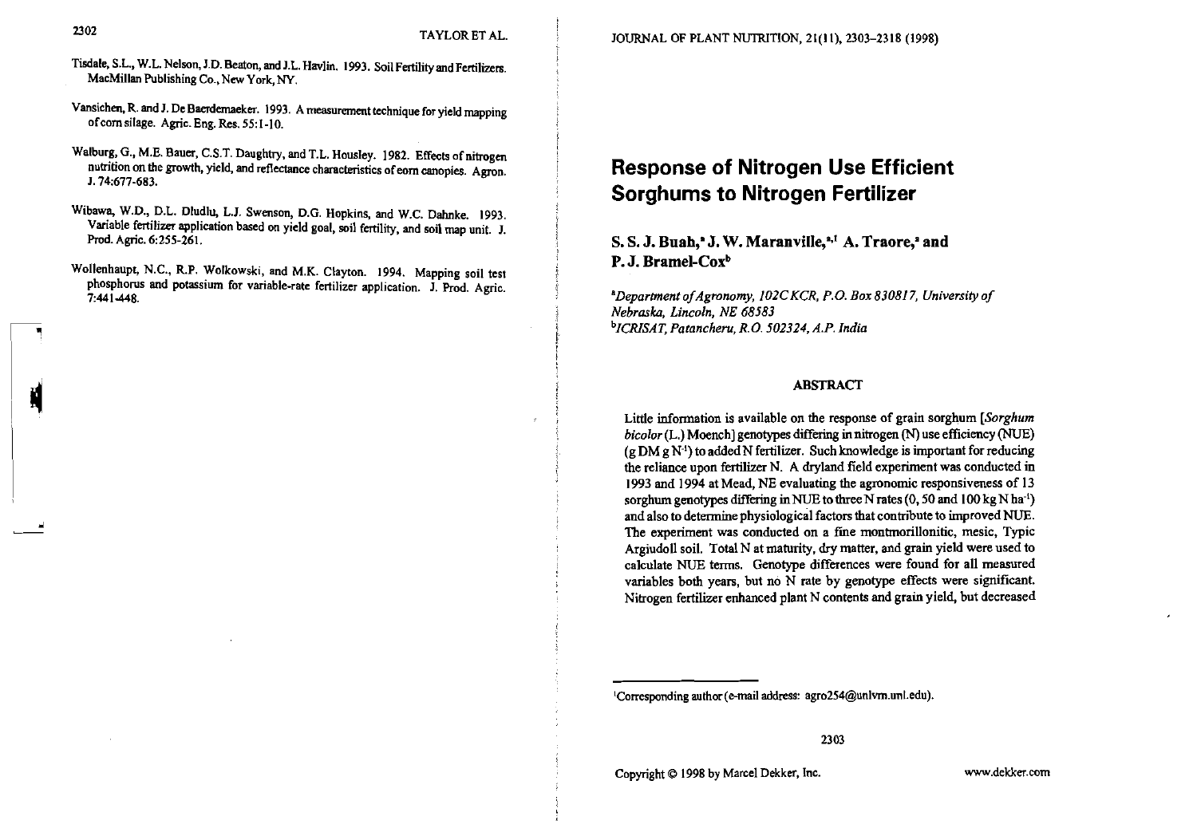Tisdale, S.L., W.L. Nelson, J.D. Beaton, and J.L. Havlin. 1993. Soil Fertility and Fertilizers. MacMillan Publishing Co., New York, NY.

Vansichen, R. and J. De Baerdemaeker. 1993. A measurement technique for yield mapping of corn silage. Agric. Eng. Res. 55:1-10.

Walburg, G., M.E. Bauer, C.S.T. Daughtry, and T.L. Housley. 1982. Effects of nitrogen nutrition on the growth, yield, and reflectance characteristics of corn canopies. Agron. J. 74:677-683.

Wibawa, W.D., D.L. Dludlu, L.J. Swenson, D.G. Hopkins, and W.C. Dahnke. 1993. Variable fertilizer application based on yield goal, soil fertility, and soil map unit. J. Prod. Agric. 6:255-261.

Wollenhaupt, N.C., R.P. Wolkowski, and M.K. Clayton. 1994. Mapping soil test phosphorus and potassium for variable-rate fertilizer application. J. Prod. Agric. 7:441-448.

# Response of Nitrogen Use Efficient Sorghums to Nitrogen Fertilizer

**S. S. J. Buah,[a] J. W. Maranville,[a,1] A. Traore,[a] and P. J. Bramel-Cox[b]**

[a]*Department of Agronomy, 102C KCR, P.O. Box 830817, University of Nebraska, Lincoln, NE 68583*
[b]*ICRISAT, Patancheru, R.O. 502324, A.P. India*

## ABSTRACT

Little information is available on the response of grain sorghum [*Sorghum bicolor* (L.) Moench] genotypes differing in nitrogen (N) use efficiency (NUE) (g DM g $N^{-1}$) to added N fertilizer. Such knowledge is important for reducing the reliance upon fertilizer N. A dryland field experiment was conducted in 1993 and 1994 at Mead, NE evaluating the agronomic responsiveness of 13 sorghum genotypes differing in NUE to three N rates (0, 50 and 100 kg N $ha^{-1}$) and also to determine physiological factors that contribute to improved NUE. The experiment was conducted on a fine montmorillonitic, mesic, Typic Argiudoll soil. Total N at maturity, dry matter, and grain yield were used to calculate NUE terms. Genotype differences were found for all measured variables both years, but no N rate by genotype effects were significant. Nitrogen fertilizer enhanced plant N contents and grain yield, but decreased

[1]Corresponding author (e-mail address: agro254@unlvm.unl.edu).

Copyright © 1998 by Marcel Dekker, Inc. www.dekker.com